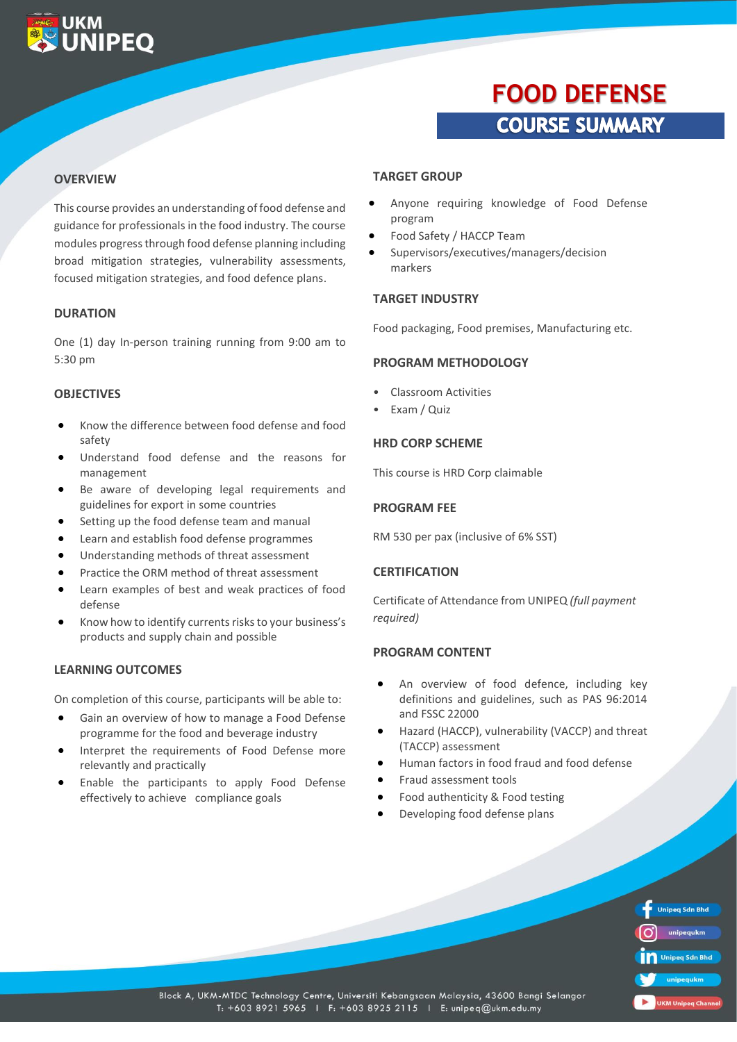UKM UNIPEQ

# FOOD DEFENSE

## COURSE SUMMARY

### OVERVIEW

This course provides an understanding of food defense and guidance for professionals in the food industry. The course modules progress through food defense planning including broad mitigation strategies, vulnerability assessments, focused mitigation strategies, and food defence plans.

### DURATION

One (1) day In-person training running from 9:00 am to 5:30 pm

### OBJECTIVES

- Know the difference between food defense and food safety
- Understand food defense and the reasons for management
- Be aware of developing legal requirements and guidelines for export in some countries
- Setting up the food defense team and manual
- Learn and establish food defense programmes
- Understanding methods of threat assessment
- Practice the ORM method of threat assessment
- Learn examples of best and weak practices of food defense
- Know how to identify currents risks to your business's products and supply chain and possible

### LEARNING OUTCOMES

On completion of this course, participants will be able to:

- Gain an overview of how to manage a Food Defense programme for the food and beverage industry
- Interpret the requirements of Food Defense more relevantly and practically
- Enable the participants to apply Food Defense effectively to achieve compliance goals

### TARGET GROUP

- Anyone requiring knowledge of Food Defense program
- Food Safety / HACCP Team
- Supervisors/executives/managers/decision markers

### TARGET INDUSTRY

Food packaging, Food premises, Manufacturing etc.

### PROGRAM METHODOLOGY

- Classroom Activities
- Exam / Quiz

### HRD CORP SCHEME

This course is HRD Corp claimable

### PROGRAM FEE

RM 530 per pax (inclusive of 6% SST)

### CERTIFICATION

Certificate of Attendance from UNIPEQ *(full payment required)*

### PROGRAM CONTENT

- An overview of food defence, including key definitions and guidelines, such as PAS 96:2014 and FSSC 22000
- Hazard (HACCP), vulnerability (VACCP) and threat (TACCP) assessment
- Human factors in food fraud and food defense
- Fraud assessment tools
- Food authenticity & Food testing
- Developing food defense plans

Unipeq Sdn Bhd | unipequkm | Unipeq Sdn Bhd | unipequkm | UKM Unipeq Channel

Block A, UKM-MTDC Technology Centre, Universiti Kebangsaan Malaysia, 43600 Bangi Selangor
T: +603 8921 5965 | F: +603 8925 2115 | E: unipeq@ukm.edu.my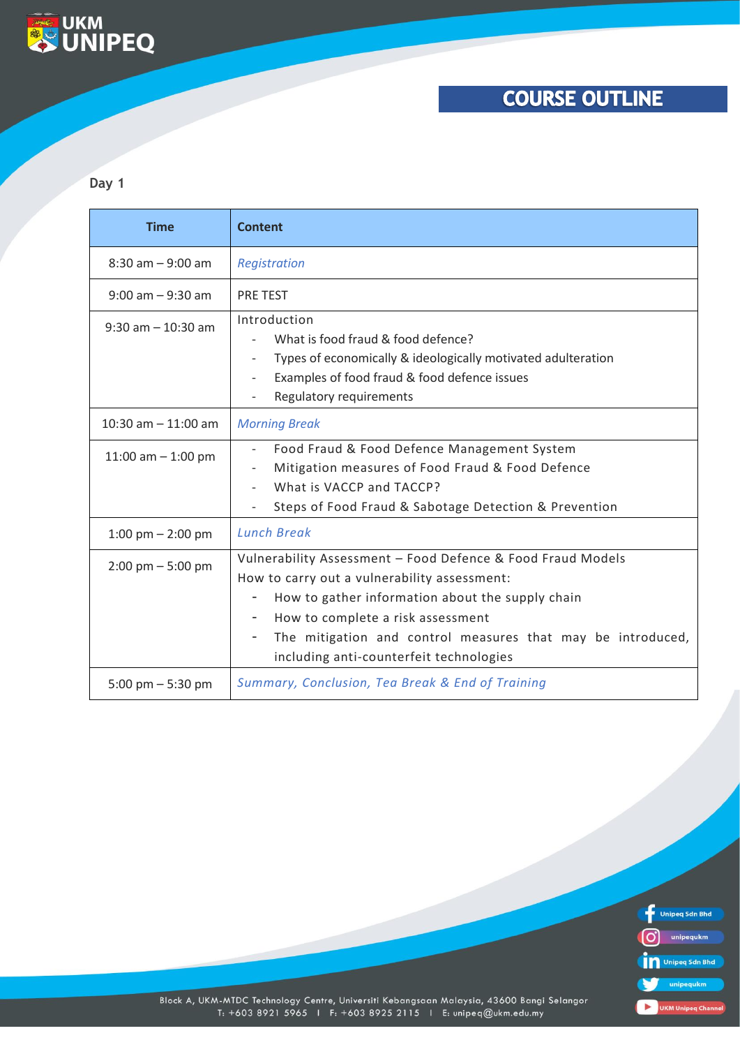# COURSE OUTLINE

**Day 1**

| Time | Content |
|---|---|
| 8:30 am – 9:00 am | *Registration* |
| 9:00 am – 9:30 am | PRE TEST |
| 9:30 am – 10:30 am | Introduction<br>- What is food fraud & food defence?<br>- Types of economically & ideologically motivated adulteration<br>- Examples of food fraud & food defence issues<br>- Regulatory requirements |
| 10:30 am – 11:00 am | *Morning Break* |
| 11:00 am – 1:00 pm | - Food Fraud & Food Defence Management System<br>- Mitigation measures of Food Fraud & Food Defence<br>- What is VACCP and TACCP?<br>- Steps of Food Fraud & Sabotage Detection & Prevention |
| 1:00 pm – 2:00 pm | *Lunch Break* |
| 2:00 pm – 5:00 pm | Vulnerability Assessment – Food Defence & Food Fraud Models<br>How to carry out a vulnerability assessment:<br>- How to gather information about the supply chain<br>- How to complete a risk assessment<br>- The mitigation and control measures that may be introduced, including anti-counterfeit technologies |
| 5:00 pm – 5:30 pm | *Summary, Conclusion, Tea Break & End of Training* |